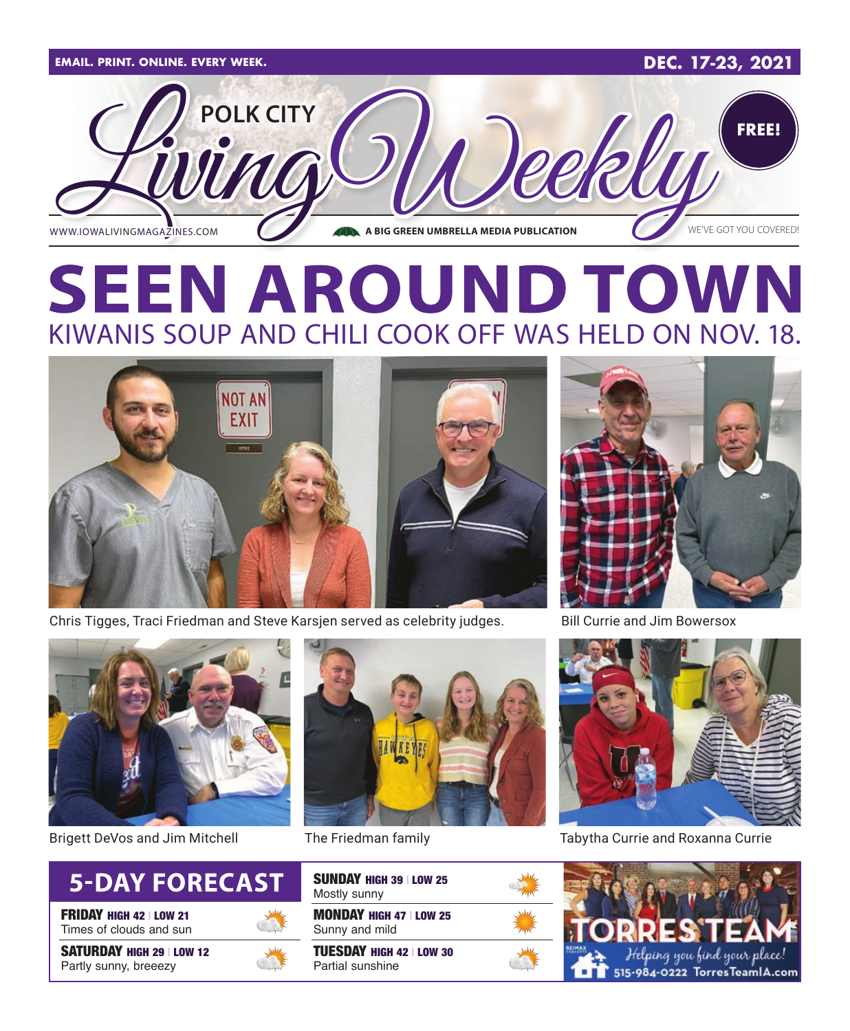EMAIL. PRINT. ONLINE. EVERY WEEK.

DEC. 17-23, 2021

# POLK CITY Living Weekly

FREE!

WWW.IOWALIVINGMAGAZINES.COM

A BIG GREEN UMBRELLA MEDIA PUBLICATION

WE'VE GOT YOU COVERED!

# SEEN AROUND TOWN

## KIWANIS SOUP AND CHILI COOK OFF WAS HELD ON NOV. 18.

Chris Tigges, Traci Friedman and Steve Karsjen served as celebrity judges.

Bill Currie and Jim Bowersox

Brigett DeVos and Jim Mitchell

The Friedman family

Tabytha Currie and Roxanna Currie

## 5-DAY FORECAST

**FRIDAY** HIGH 42 | LOW 21
Times of clouds and sun

**SATURDAY** HIGH 29 | LOW 12
Partly sunny, breeezy

**SUNDAY** HIGH 39 | LOW 25
Mostly sunny

**MONDAY** HIGH 47 | LOW 25
Sunny and mild

**TUESDAY** HIGH 42 | LOW 30
Partial sunshine

TORRES TEAM
Helping you find your place!
515-984-0222 TorresTeamIA.com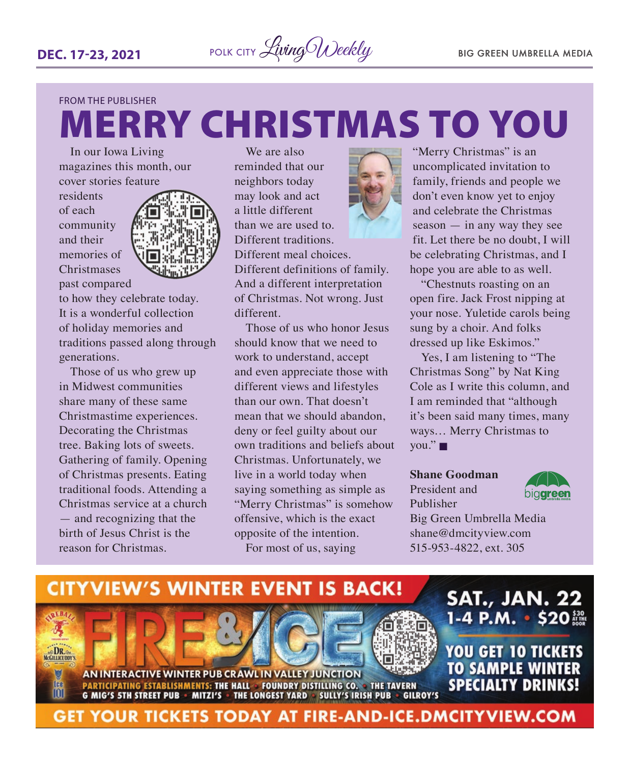FROM THE PUBLISHER

# MERRY CHRISTMAS TO YOU

In our Iowa Living magazines this month, our cover stories feature residents of each community and their memories of Christmases past compared to how they celebrate today. It is a wonderful collection of holiday memories and traditions passed along through generations.

Those of us who grew up in Midwest communities share many of these same Christmastime experiences. Decorating the Christmas tree. Baking lots of sweets. Gathering of family. Opening of Christmas presents. Eating traditional foods. Attending a Christmas service at a church — and recognizing that the birth of Jesus Christ is the reason for Christmas.

We are also reminded that our neighbors today may look and act a little different than we are used to. Different traditions. Different meal choices. Different definitions of family. And a different interpretation of Christmas. Not wrong. Just different.

Those of us who honor Jesus should know that we need to work to understand, accept and even appreciate those with different views and lifestyles than our own. That doesn't mean that we should abandon, deny or feel guilty about our own traditions and beliefs about Christmas. Unfortunately, we live in a world today when saying something as simple as "Merry Christmas" is somehow offensive, which is the exact opposite of the intention.

For most of us, saying "Merry Christmas" is an uncomplicated invitation to family, friends and people we don't even know yet to enjoy and celebrate the Christmas season — in any way they see fit. Let there be no doubt, I will be celebrating Christmas, and I hope you are able to as well.

"Chestnuts roasting on an open fire. Jack Frost nipping at your nose. Yuletide carols being sung by a choir. And folks dressed up like Eskimos."

Yes, I am listening to "The Christmas Song" by Nat King Cole as I write this column, and I am reminded that "although it's been said many times, many ways… Merry Christmas to you." ■

**Shane Goodman**
President and Publisher
Big Green Umbrella Media
shane@dmcityview.com
515-953-4822, ext. 305

## CITYVIEW'S WINTER EVENT IS BACK!

# FIRE & ICE

AN INTERACTIVE WINTER PUB CRAWL IN VALLEY JUNCTION

PARTICIPATING ESTABLISHMENTS: THE HALL • FOUNDRY DISTILLING CO. • THE TAVERN • G MIG'S 5TH STREET PUB • MITZI'S • THE LONGEST YARD • SULLY'S IRISH PUB • GILROY'S

SAT., JAN. 22
1-4 P.M. • $20 ($30 AT THE DOOR)

YOU GET 10 TICKETS TO SAMPLE WINTER SPECIALTY DRINKS!

GET YOUR TICKETS TODAY AT FIRE-AND-ICE.DMCITYVIEW.COM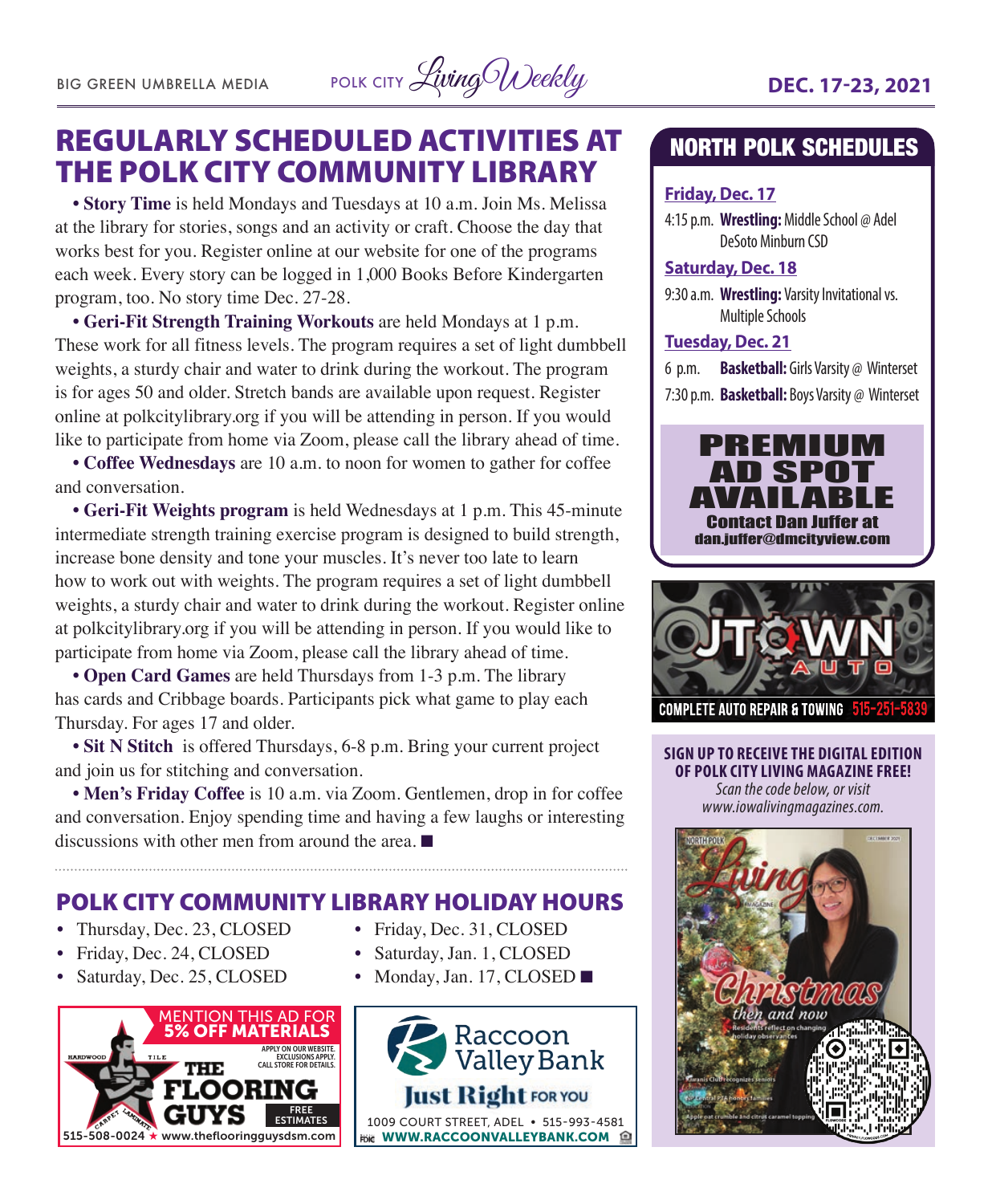# REGULARLY SCHEDULED ACTIVITIES AT THE POLK CITY COMMUNITY LIBRARY

• **Story Time** is held Mondays and Tuesdays at 10 a.m. Join Ms. Melissa at the library for stories, songs and an activity or craft. Choose the day that works best for you. Register online at our website for one of the programs each week. Every story can be logged in 1,000 Books Before Kindergarten program, too. No story time Dec. 27-28.

• **Geri-Fit Strength Training Workouts** are held Mondays at 1 p.m. These work for all fitness levels. The program requires a set of light dumbbell weights, a sturdy chair and water to drink during the workout. The program is for ages 50 and older. Stretch bands are available upon request. Register online at polkcitylibrary.org if you will be attending in person. If you would like to participate from home via Zoom, please call the library ahead of time.

• **Coffee Wednesdays** are 10 a.m. to noon for women to gather for coffee and conversation.

• **Geri-Fit Weights program** is held Wednesdays at 1 p.m. This 45-minute intermediate strength training exercise program is designed to build strength, increase bone density and tone your muscles. It's never too late to learn how to work out with weights. The program requires a set of light dumbbell weights, a sturdy chair and water to drink during the workout. Register online at polkcitylibrary.org if you will be attending in person. If you would like to participate from home via Zoom, please call the library ahead of time.

• **Open Card Games** are held Thursdays from 1-3 p.m. The library has cards and Cribbage boards. Participants pick what game to play each Thursday. For ages 17 and older.

• **Sit N Stitch** is offered Thursdays, 6-8 p.m. Bring your current project and join us for stitching and conversation.

• **Men's Friday Coffee** is 10 a.m. via Zoom. Gentlemen, drop in for coffee and conversation. Enjoy spending time and having a few laughs or interesting discussions with other men from around the area. ■

## POLK CITY COMMUNITY LIBRARY HOLIDAY HOURS

- Thursday, Dec. 23, CLOSED
- Friday, Dec. 24, CLOSED
- Saturday, Dec. 25, CLOSED
- Friday, Dec. 31, CLOSED
- Saturday, Jan. 1, CLOSED
- Monday, Jan. 17, CLOSED ■

MENTION THIS AD FOR 5% OFF MATERIALS
APPLY ON OUR WEBSITE. EXCLUSIONS APPLY. CALL STORE FOR DETAILS.
HARDWOOD TILE CARPET LAMINATE
THE FLOORING GUYS
FREE ESTIMATES
515-508-0024 ★ www.theflooringguysdsm.com

Raccoon Valley Bank
Just Right FOR YOU
1009 COURT STREET, ADEL • 515-993-4581
WWW.RACCOONVALLEYBANK.COM

## NORTH POLK SCHEDULES

**Friday, Dec. 17**

4:15 p.m. **Wrestling:** Middle School @ Adel DeSoto Minburn CSD

**Saturday, Dec. 18**

9:30 a.m. **Wrestling:** Varsity Invitational vs. Multiple Schools

**Tuesday, Dec. 21**

6 p.m. **Basketball:** Girls Varsity @ Winterset

7:30 p.m. **Basketball:** Boys Varsity @ Winterset

PREMIUM AD SPOT AVAILABLE
Contact Dan Juffer at dan.juffer@dmcityview.com

JTOWN AUTO
COMPLETE AUTO REPAIR & TOWING 515-251-5839

SIGN UP TO RECEIVE THE DIGITAL EDITION OF POLK CITY LIVING MAGAZINE FREE!
*Scan the code below, or visit www.iowalivingmagazines.com.*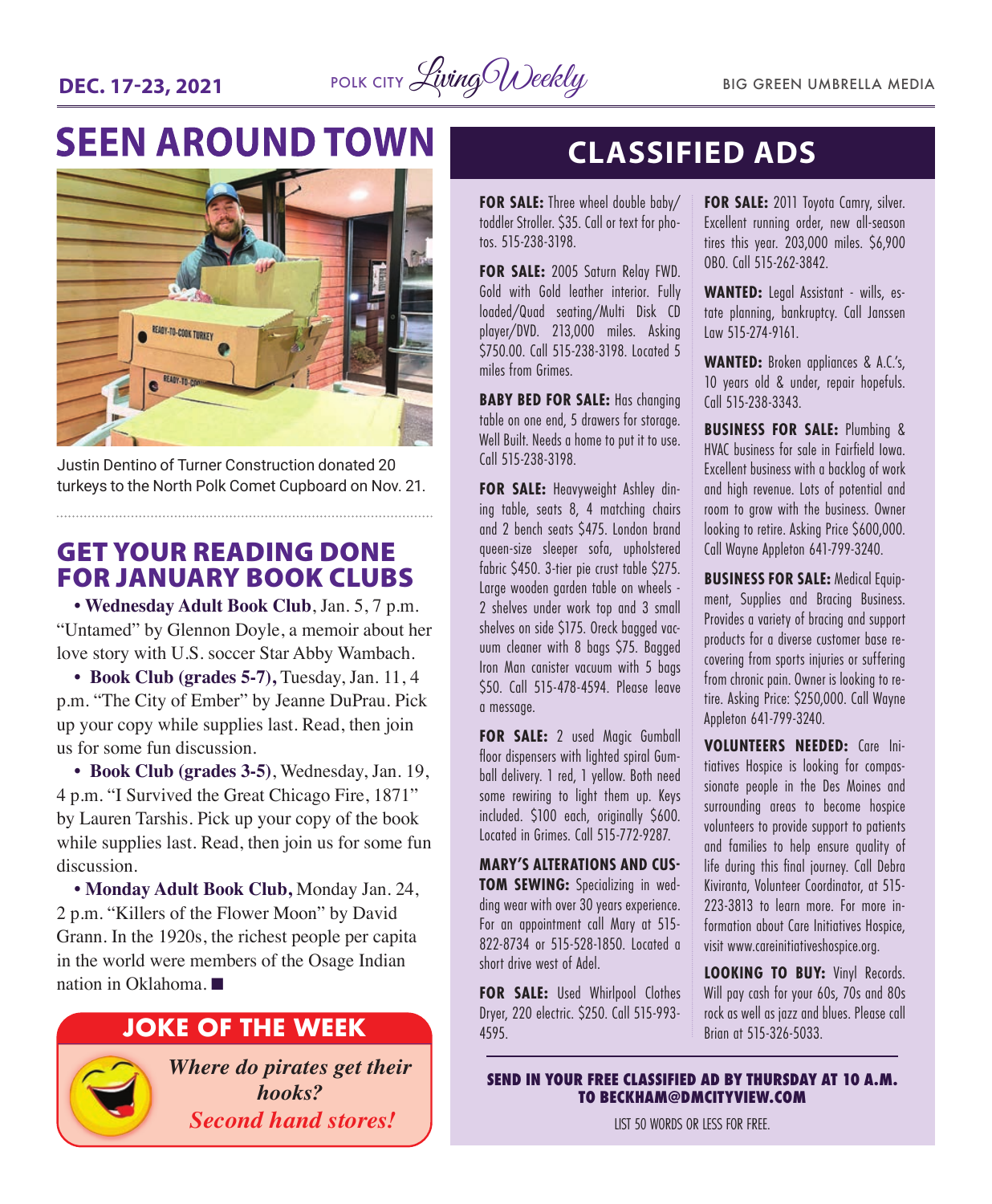# SEEN AROUND TOWN

Justin Dentino of Turner Construction donated 20 turkeys to the North Polk Comet Cupboard on Nov. 21.

## GET YOUR READING DONE FOR JANUARY BOOK CLUBS

• **Wednesday Adult Book Club**, Jan. 5, 7 p.m. "Untamed" by Glennon Doyle, a memoir about her love story with U.S. soccer Star Abby Wambach.

• **Book Club (grades 5-7),** Tuesday, Jan. 11, 4 p.m. "The City of Ember" by Jeanne DuPrau. Pick up your copy while supplies last. Read, then join us for some fun discussion.

• **Book Club (grades 3-5)**, Wednesday, Jan. 19, 4 p.m. "I Survived the Great Chicago Fire, 1871" by Lauren Tarshis. Pick up your copy of the book while supplies last. Read, then join us for some fun discussion.

• **Monday Adult Book Club,** Monday Jan. 24, 2 p.m. "Killers of the Flower Moon" by David Grann. In the 1920s, the richest people per capita in the world were members of the Osage Indian nation in Oklahoma. ■

## JOKE OF THE WEEK

*Where do pirates get their hooks?*

*Second hand stores!*

# CLASSIFIED ADS

**FOR SALE:** Three wheel double baby/toddler Stroller. $35. Call or text for photos. 515-238-3198.

**FOR SALE:** 2005 Saturn Relay FWD. Gold with Gold leather interior. Fully loaded/Quad seating/Multi Disk CD player/DVD. 213,000 miles. Asking $750.00. Call 515-238-3198. Located 5 miles from Grimes.

**BABY BED FOR SALE:** Has changing table on one end, 5 drawers for storage. Well Built. Needs a home to put it to use. Call 515-238-3198.

**FOR SALE:** Heavyweight Ashley dining table, seats 8, 4 matching chairs and 2 bench seats $475. London brand queen-size sleeper sofa, upholstered fabric $450. 3-tier pie crust table $275. Large wooden garden table on wheels - 2 shelves under work top and 3 small shelves on side $175. Oreck bagged vacuum cleaner with 8 bags $75. Bagged Iron Man canister vacuum with 5 bags $50. Call 515-478-4594. Please leave a message.

**FOR SALE:** 2 used Magic Gumball floor dispensers with lighted spiral Gumball delivery. 1 red, 1 yellow. Both need some rewiring to light them up. Keys included. $100 each, originally $600. Located in Grimes. Call 515-772-9287.

**MARY'S ALTERATIONS AND CUSTOM SEWING:** Specializing in wedding wear with over 30 years experience. For an appointment call Mary at 515-822-8734 or 515-528-1850. Located a short drive west of Adel.

**FOR SALE:** Used Whirlpool Clothes Dryer, 220 electric. $250. Call 515-993-4595.

**FOR SALE:** 2011 Toyota Camry, silver. Excellent running order, new all-season tires this year. 203,000 miles. $6,900 OBO. Call 515-262-3842.

**WANTED:** Legal Assistant - wills, estate planning, bankruptcy. Call Janssen Law 515-274-9161.

**WANTED:** Broken appliances & A.C.'s, 10 years old & under, repair hopefuls. Call 515-238-3343.

**BUSINESS FOR SALE:** Plumbing & HVAC business for sale in Fairfield Iowa. Excellent business with a backlog of work and high revenue. Lots of potential and room to grow with the business. Owner looking to retire. Asking Price $600,000. Call Wayne Appleton 641-799-3240.

**BUSINESS FOR SALE:** Medical Equipment, Supplies and Bracing Business. Provides a variety of bracing and support products for a diverse customer base recovering from sports injuries or suffering from chronic pain. Owner is looking to retire. Asking Price: $250,000. Call Wayne Appleton 641-799-3240.

**VOLUNTEERS NEEDED:** Care Initiatives Hospice is looking for compassionate people in the Des Moines and surrounding areas to become hospice volunteers to provide support to patients and families to help ensure quality of life during this final journey. Call Debra Kiviranta, Volunteer Coordinator, at 515-223-3813 to learn more. For more information about Care Initiatives Hospice, visit www.careinitiativeshospice.org.

**LOOKING TO BUY:** Vinyl Records. Will pay cash for your 60s, 70s and 80s rock as well as jazz and blues. Please call Brian at 515-326-5033.

**SEND IN YOUR FREE CLASSIFIED AD BY THURSDAY AT 10 A.M. TO BECKHAM@DMCITYVIEW.COM**

LIST 50 WORDS OR LESS FOR FREE.